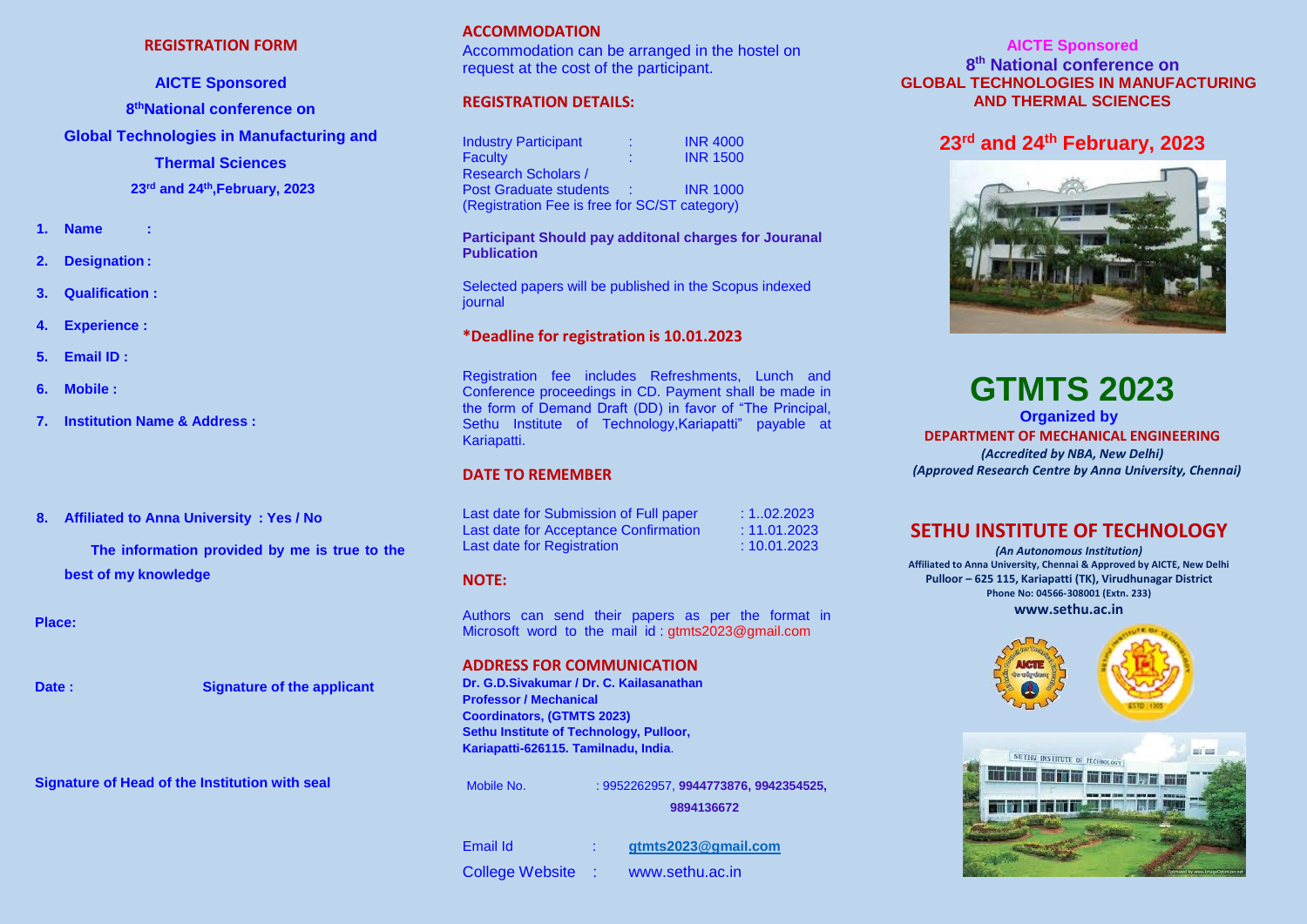## REGISTRATION FORM

**AICTE Sponsored**

**8th National conference on**

**Global Technologies in Manufacturing and Thermal Sciences**

**23rd and 24th, February, 2023**

1. **Name :**
2. **Designation :**
3. **Qualification :**
4. **Experience :**
5. **Email ID :**
6. **Mobile :**
7. **Institution Name & Address :**

8. **Affiliated to Anna University : Yes / No**

**The information provided by me is true to the best of my knowledge**

**Place:**

**Date :** **Signature of the applicant**

**Signature of Head of the Institution with seal**

## ACCOMMODATION

Accommodation can be arranged in the hostel on request at the cost of the participant.

## REGISTRATION DETAILS:

| | | |
|---|---|---|
| Industry Participant | : | INR 4000 |
| Faculty | : | INR 1500 |
| Research Scholars / Post Graduate students | : | INR 1000 |

(Registration Fee is free for SC/ST category)

**Participant Should pay additonal charges for Jouranal Publication**

Selected papers will be published in the Scopus indexed journal

**\*Deadline for registration is 10.01.2023**

Registration fee includes Refreshments, Lunch and Conference proceedings in CD. Payment shall be made in the form of Demand Draft (DD) in favor of "The Principal, Sethu Institute of Technology,Kariapatti" payable at Kariapatti.

## DATE TO REMEMBER

| | |
|---|---|
| Last date for Submission of Full paper | : 1..02.2023 |
| Last date for Acceptance Confirmation | : 11.01.2023 |
| Last date for Registration | : 10.01.2023 |

## NOTE:

Authors can send their papers as per the format in Microsoft word to the mail id : gtmts2023@gmail.com

## ADDRESS FOR COMMUNICATION

**Dr. G.D.Sivakumar / Dr. C. Kailasanathan**
**Professor / Mechanical**
**Coordinators, (GTMTS 2023)**
**Sethu Institute of Technology, Pulloor,**
**Kariapatti-626115. Tamilnadu, India.**

Mobile No. : 9952262957, **9944773876, 9942354525, 9894136672**

Email Id : **gtmts2023@gmail.com**

College Website : www.sethu.ac.in

**AICTE Sponsored**

**8th National conference on GLOBAL TECHNOLOGIES IN MANUFACTURING AND THERMAL SCIENCES**

## 23rd and 24th February, 2023

# GTMTS 2023

**Organized by**

**DEPARTMENT OF MECHANICAL ENGINEERING**

*(Accredited by NBA, New Delhi)*

*(Approved Research Centre by Anna University, Chennai)*

## SETHU INSTITUTE OF TECHNOLOGY

*(An Autonomous Institution)*

**Affiliated to Anna University, Chennai & Approved by AICTE, New Delhi**
**Pulloor – 625 115, Kariapatti (TK), Virudhunagar District**
**Phone No: 04566-308001 (Extn. 233)**

**www.sethu.ac.in**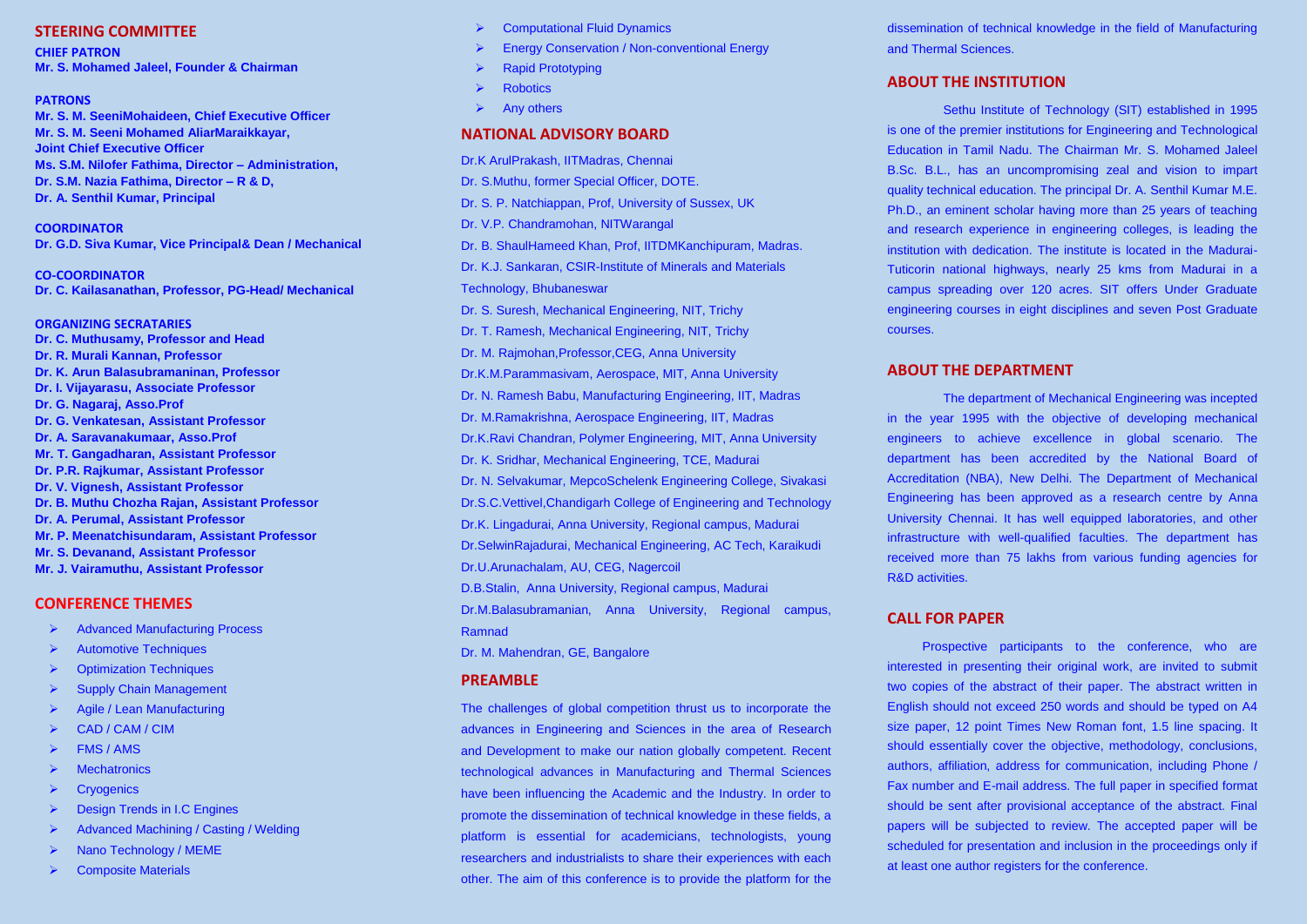## STEERING COMMITTEE

**CHIEF PATRON**
**Mr. S. Mohamed Jaleel, Founder & Chairman**

**PATRONS**
**Mr. S. M. SeeniMohaideen, Chief Executive Officer**
**Mr. S. M. Seeni Mohamed AliarMaraikkayar,**
**Joint Chief Executive Officer**
**Ms. S.M. Nilofer Fathima, Director – Administration,**
**Dr. S.M. Nazia Fathima, Director – R & D,**
**Dr. A. Senthil Kumar, Principal**

**COORDINATOR**
**Dr. G.D. Siva Kumar, Vice Principal& Dean / Mechanical**

**CO-COORDINATOR**
**Dr. C. Kailasanathan, Professor, PG-Head/ Mechanical**

**ORGANIZING SECRATARIES**
**Dr. C. Muthusamy, Professor and Head**
**Dr. R. Murali Kannan, Professor**
**Dr. K. Arun Balasubramaninan, Professor**
**Dr. I. Vijayarasu, Associate Professor**
**Dr. G. Nagaraj, Asso.Prof**
**Dr. G. Venkatesan, Assistant Professor**
**Dr. A. Saravanakumaar, Asso.Prof**
**Mr. T. Gangadharan, Assistant Professor**
**Dr. P.R. Rajkumar, Assistant Professor**
**Dr. V. Vignesh, Assistant Professor**
**Dr. B. Muthu Chozha Rajan, Assistant Professor**
**Dr. A. Perumal, Assistant Professor**
**Mr. P. Meenatchisundaram, Assistant Professor**
**Mr. S. Devanand, Assistant Professor**
**Mr. J. Vairamuthu, Assistant Professor**

## CONFERENCE THEMES

- Advanced Manufacturing Process
- Automotive Techniques
- Optimization Techniques
- Supply Chain Management
- Agile / Lean Manufacturing
- CAD / CAM / CIM
- FMS / AMS
- Mechatronics
- Cryogenics
- Design Trends in I.C Engines
- Advanced Machining / Casting / Welding
- Nano Technology / MEME
- Composite Materials
- Computational Fluid Dynamics
- Energy Conservation / Non-conventional Energy
- Rapid Prototyping
- Robotics
- Any others

## NATIONAL ADVISORY BOARD

Dr.K ArulPrakash, IITMadras, Chennai
Dr. S.Muthu, former Special Officer, DOTE.
Dr. S. P. Natchiappan, Prof, University of Sussex, UK
Dr. V.P. Chandramohan, NITWarangal
Dr. B. ShaulHameed Khan, Prof, IITDMKanchipuram, Madras.
Dr. K.J. Sankaran, CSIR-Institute of Minerals and Materials Technology, Bhubaneswar
Dr. S. Suresh, Mechanical Engineering, NIT, Trichy
Dr. T. Ramesh, Mechanical Engineering, NIT, Trichy
Dr. M. Rajmohan,Professor,CEG, Anna University
Dr.K.M.Parammasivam, Aerospace, MIT, Anna University
Dr. N. Ramesh Babu, Manufacturing Engineering, IIT, Madras
Dr. M.Ramakrishna, Aerospace Engineering, IIT, Madras
Dr.K.Ravi Chandran, Polymer Engineering, MIT, Anna University
Dr. K. Sridhar, Mechanical Engineering, TCE, Madurai
Dr. N. Selvakumar, MepcoSchelenk Engineering College, Sivakasi
Dr.S.C.Vettivel,Chandigarh College of Engineering and Technology
Dr.K. Lingadurai, Anna University, Regional campus, Madurai
Dr.SelwinRajadurai, Mechanical Engineering, AC Tech, Karaikudi
Dr.U.Arunachalam, AU, CEG, Nagercoil
D.B.Stalin, Anna University, Regional campus, Madurai
Dr.M.Balasubramanian, Anna University, Regional campus, Ramnad
Dr. M. Mahendran, GE, Bangalore

## PREAMBLE

The challenges of global competition thrust us to incorporate the advances in Engineering and Sciences in the area of Research and Development to make our nation globally competent. Recent technological advances in Manufacturing and Thermal Sciences have been influencing the Academic and the Industry. In order to promote the dissemination of technical knowledge in these fields, a platform is essential for academicians, technologists, young researchers and industrialists to share their experiences with each other. The aim of this conference is to provide the platform for the dissemination of technical knowledge in the field of Manufacturing and Thermal Sciences.

## ABOUT THE INSTITUTION

Sethu Institute of Technology (SIT) established in 1995 is one of the premier institutions for Engineering and Technological Education in Tamil Nadu. The Chairman Mr. S. Mohamed Jaleel B.Sc. B.L., has an uncompromising zeal and vision to impart quality technical education. The principal Dr. A. Senthil Kumar M.E. Ph.D., an eminent scholar having more than 25 years of teaching and research experience in engineering colleges, is leading the institution with dedication. The institute is located in the Madurai-Tuticorin national highways, nearly 25 kms from Madurai in a campus spreading over 120 acres. SIT offers Under Graduate engineering courses in eight disciplines and seven Post Graduate courses.

## ABOUT THE DEPARTMENT

The department of Mechanical Engineering was incepted in the year 1995 with the objective of developing mechanical engineers to achieve excellence in global scenario. The department has been accredited by the National Board of Accreditation (NBA), New Delhi. The Department of Mechanical Engineering has been approved as a research centre by Anna University Chennai. It has well equipped laboratories, and other infrastructure with well-qualified faculties. The department has received more than 75 lakhs from various funding agencies for R&D activities.

## CALL FOR PAPER

Prospective participants to the conference, who are interested in presenting their original work, are invited to submit two copies of the abstract of their paper. The abstract written in English should not exceed 250 words and should be typed on A4 size paper, 12 point Times New Roman font, 1.5 line spacing. It should essentially cover the objective, methodology, conclusions, authors, affiliation, address for communication, including Phone / Fax number and E-mail address. The full paper in specified format should be sent after provisional acceptance of the abstract. Final papers will be subjected to review. The accepted paper will be scheduled for presentation and inclusion in the proceedings only if at least one author registers for the conference.